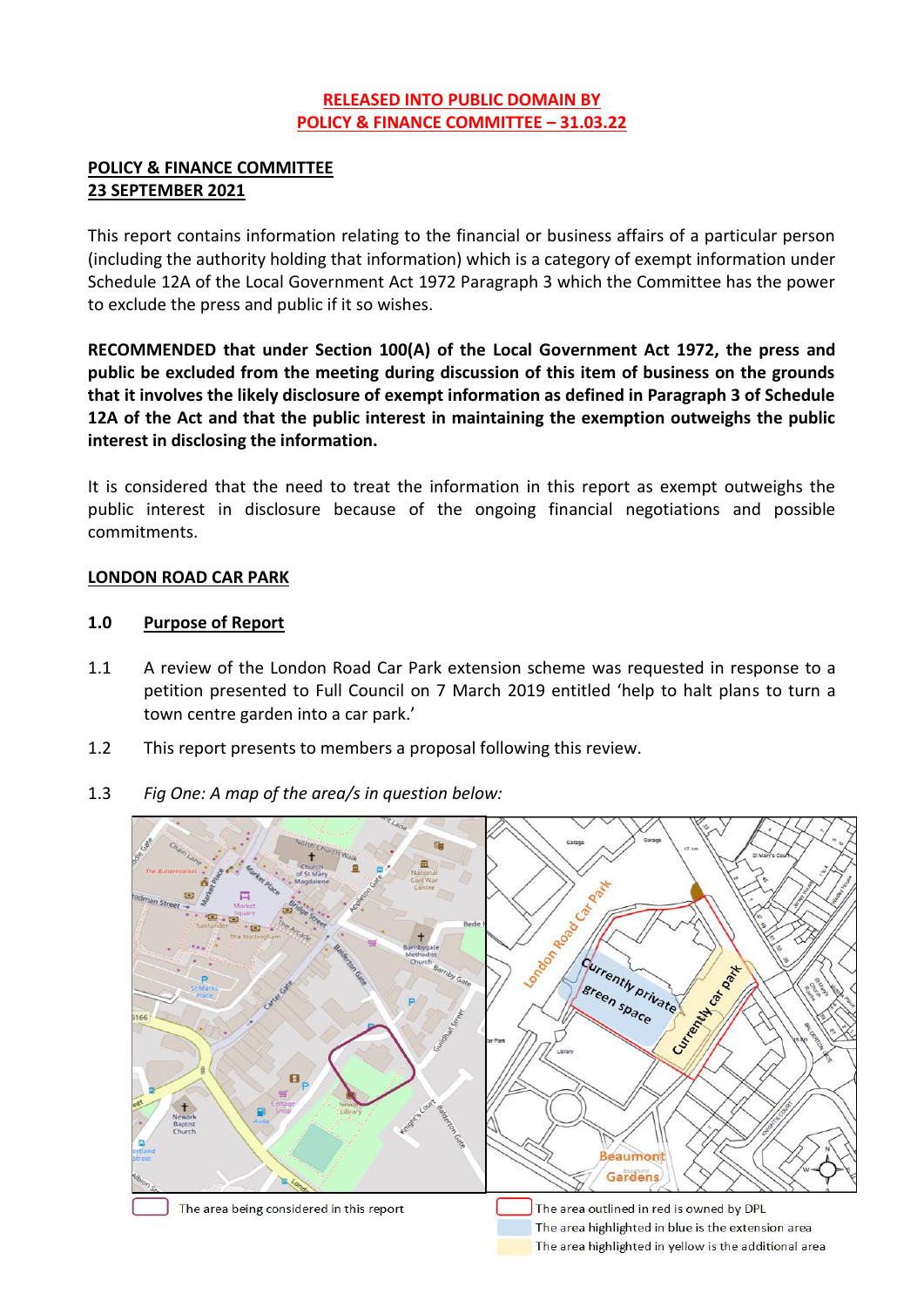**RELEASED INTO PUBLIC DOMAIN BY**
**POLICY & FINANCE COMMITTEE – 31.03.22**

**POLICY & FINANCE COMMITTEE**
**23 SEPTEMBER 2021**

This report contains information relating to the financial or business affairs of a particular person (including the authority holding that information) which is a category of exempt information under Schedule 12A of the Local Government Act 1972 Paragraph 3 which the Committee has the power to exclude the press and public if it so wishes.

**RECOMMENDED that under Section 100(A) of the Local Government Act 1972, the press and public be excluded from the meeting during discussion of this item of business on the grounds that it involves the likely disclosure of exempt information as defined in Paragraph 3 of Schedule 12A of the Act and that the public interest in maintaining the exemption outweighs the public interest in disclosing the information.**

It is considered that the need to treat the information in this report as exempt outweighs the public interest in disclosure because of the ongoing financial negotiations and possible commitments.

## LONDON ROAD CAR PARK

### 1.0 Purpose of Report

1.1 A review of the London Road Car Park extension scheme was requested in response to a petition presented to Full Council on 7 March 2019 entitled 'help to halt plans to turn a town centre garden into a car park.'

1.2 This report presents to members a proposal following this review.

1.3 *Fig One: A map of the area/s in question below:*

The area being considered in this report

The area outlined in red is owned by DPL
The area highlighted in blue is the extension area
The area highlighted in yellow is the additional area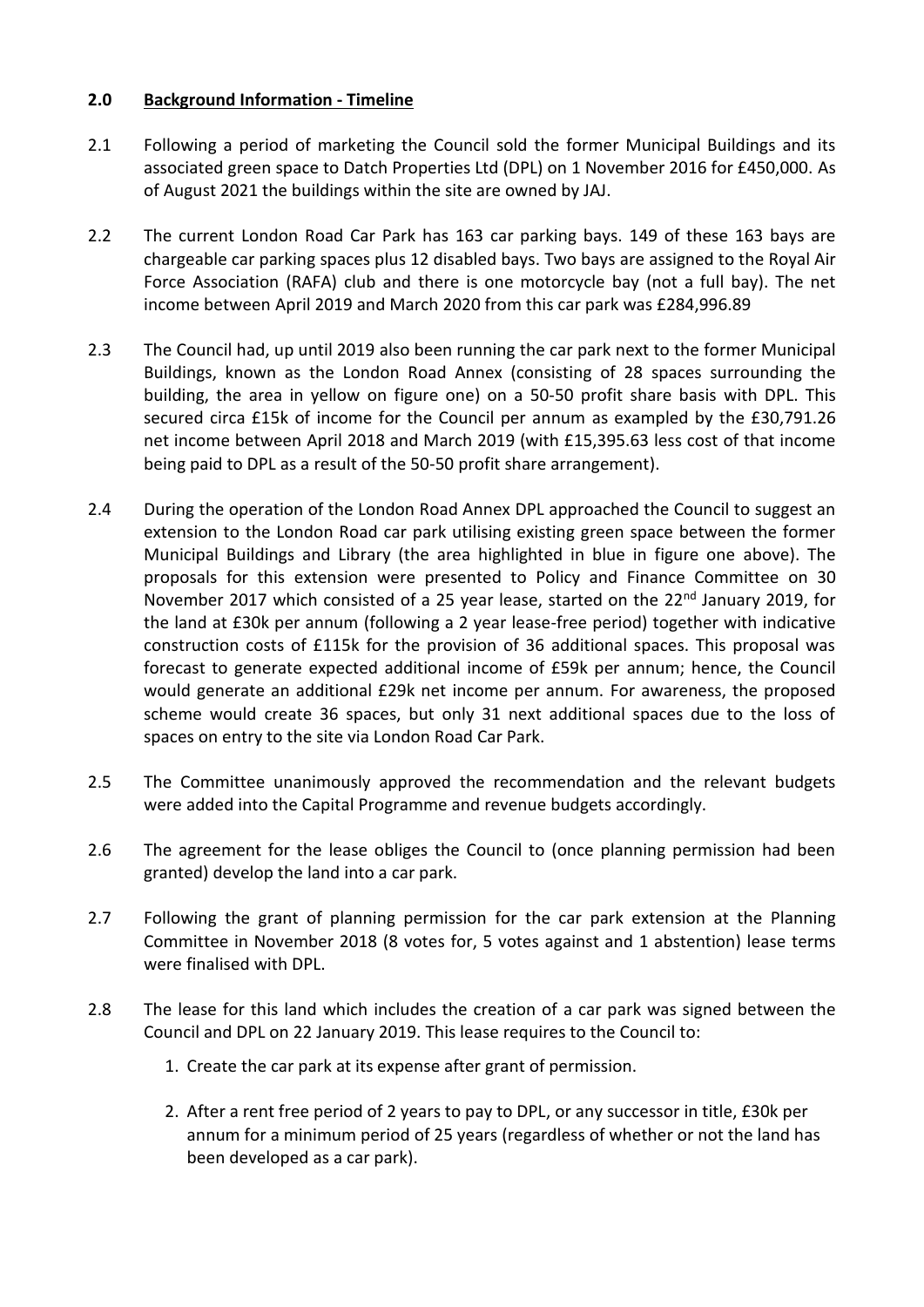## 2.0 Background Information - Timeline

2.1 Following a period of marketing the Council sold the former Municipal Buildings and its associated green space to Datch Properties Ltd (DPL) on 1 November 2016 for £450,000. As of August 2021 the buildings within the site are owned by JAJ.

2.2 The current London Road Car Park has 163 car parking bays. 149 of these 163 bays are chargeable car parking spaces plus 12 disabled bays. Two bays are assigned to the Royal Air Force Association (RAFA) club and there is one motorcycle bay (not a full bay). The net income between April 2019 and March 2020 from this car park was £284,996.89

2.3 The Council had, up until 2019 also been running the car park next to the former Municipal Buildings, known as the London Road Annex (consisting of 28 spaces surrounding the building, the area in yellow on figure one) on a 50-50 profit share basis with DPL. This secured circa £15k of income for the Council per annum as exampled by the £30,791.26 net income between April 2018 and March 2019 (with £15,395.63 less cost of that income being paid to DPL as a result of the 50-50 profit share arrangement).

2.4 During the operation of the London Road Annex DPL approached the Council to suggest an extension to the London Road car park utilising existing green space between the former Municipal Buildings and Library (the area highlighted in blue in figure one above). The proposals for this extension were presented to Policy and Finance Committee on 30 November 2017 which consisted of a 25 year lease, started on the 22nd January 2019, for the land at £30k per annum (following a 2 year lease-free period) together with indicative construction costs of £115k for the provision of 36 additional spaces. This proposal was forecast to generate expected additional income of £59k per annum; hence, the Council would generate an additional £29k net income per annum. For awareness, the proposed scheme would create 36 spaces, but only 31 next additional spaces due to the loss of spaces on entry to the site via London Road Car Park.

2.5 The Committee unanimously approved the recommendation and the relevant budgets were added into the Capital Programme and revenue budgets accordingly.

2.6 The agreement for the lease obliges the Council to (once planning permission had been granted) develop the land into a car park.

2.7 Following the grant of planning permission for the car park extension at the Planning Committee in November 2018 (8 votes for, 5 votes against and 1 abstention) lease terms were finalised with DPL.

2.8 The lease for this land which includes the creation of a car park was signed between the Council and DPL on 22 January 2019. This lease requires to the Council to:

1. Create the car park at its expense after grant of permission.
2. After a rent free period of 2 years to pay to DPL, or any successor in title, £30k per annum for a minimum period of 25 years (regardless of whether or not the land has been developed as a car park).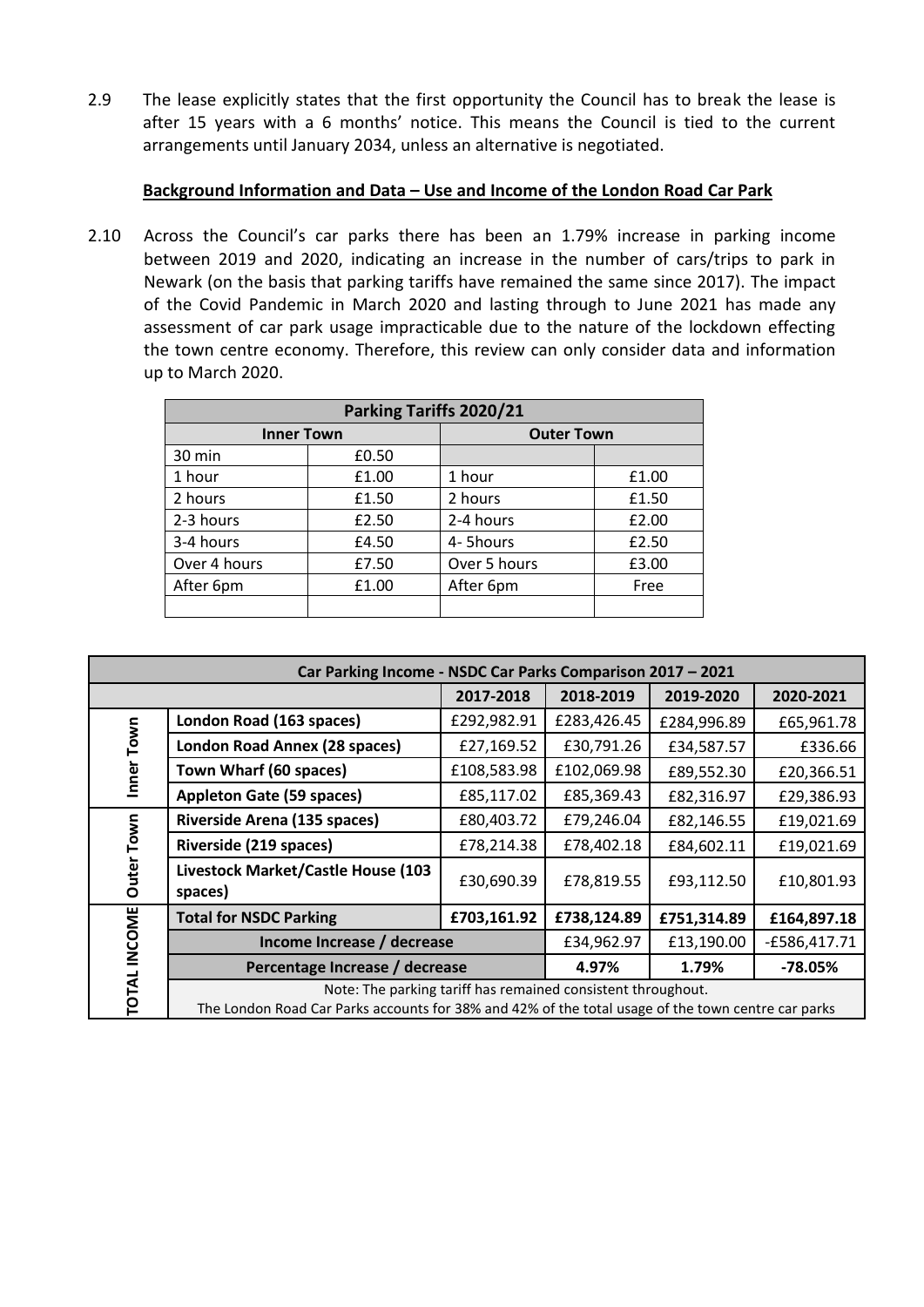2.9 The lease explicitly states that the first opportunity the Council has to break the lease is after 15 years with a 6 months' notice. This means the Council is tied to the current arrangements until January 2034, unless an alternative is negotiated.

**Background Information and Data – Use and Income of the London Road Car Park**

2.10 Across the Council's car parks there has been an 1.79% increase in parking income between 2019 and 2020, indicating an increase in the number of cars/trips to park in Newark (on the basis that parking tariffs have remained the same since 2017). The impact of the Covid Pandemic in March 2020 and lasting through to June 2021 has made any assessment of car park usage impracticable due to the nature of the lockdown effecting the town centre economy. Therefore, this review can only consider data and information up to March 2020.

| Parking Tariffs 2020/21 | | | |
|---|---|---|---|
| **Inner Town** | | **Outer Town** | |
| 30 min | £0.50 | | |
| 1 hour | £1.00 | 1 hour | £1.00 |
| 2 hours | £1.50 | 2 hours | £1.50 |
| 2-3 hours | £2.50 | 2-4 hours | £2.00 |
| 3-4 hours | £4.50 | 4- 5hours | £2.50 |
| Over 4 hours | £7.50 | Over 5 hours | £3.00 |
| After 6pm | £1.00 | After 6pm | Free |
| | | | |

| Car Parking Income - NSDC Car Parks Comparison 2017 – 2021 | | | | | |
|---|---|---|---|---|---|
| | | **2017-2018** | **2018-2019** | **2019-2020** | **2020-2021** |
| **Inner Town** | **London Road (163 spaces)** | £292,982.91 | £283,426.45 | £284,996.89 | £65,961.78 |
| | **London Road Annex (28 spaces)** | £27,169.52 | £30,791.26 | £34,587.57 | £336.66 |
| | **Town Wharf (60 spaces)** | £108,583.98 | £102,069.98 | £89,552.30 | £20,366.51 |
| | **Appleton Gate (59 spaces)** | £85,117.02 | £85,369.43 | £82,316.97 | £29,386.93 |
| **Outer Town** | **Riverside Arena (135 spaces)** | £80,403.72 | £79,246.04 | £82,146.55 | £19,021.69 |
| | **Riverside (219 spaces)** | £78,214.38 | £78,402.18 | £84,602.11 | £19,021.69 |
| | **Livestock Market/Castle House (103 spaces)** | £30,690.39 | £78,819.55 | £93,112.50 | £10,801.93 |
| **TOTAL INCOME** | **Total for NSDC Parking** | **£703,161.92** | **£738,124.89** | **£751,314.89** | **£164,897.18** |
| | **Income Increase / decrease** | | £34,962.97 | £13,190.00 | -£586,417.71 |
| | **Percentage Increase / decrease** | | **4.97%** | **1.79%** | **-78.05%** |
| | Note: The parking tariff has remained consistent throughout. The London Road Car Parks accounts for 38% and 42% of the total usage of the town centre car parks | | | | |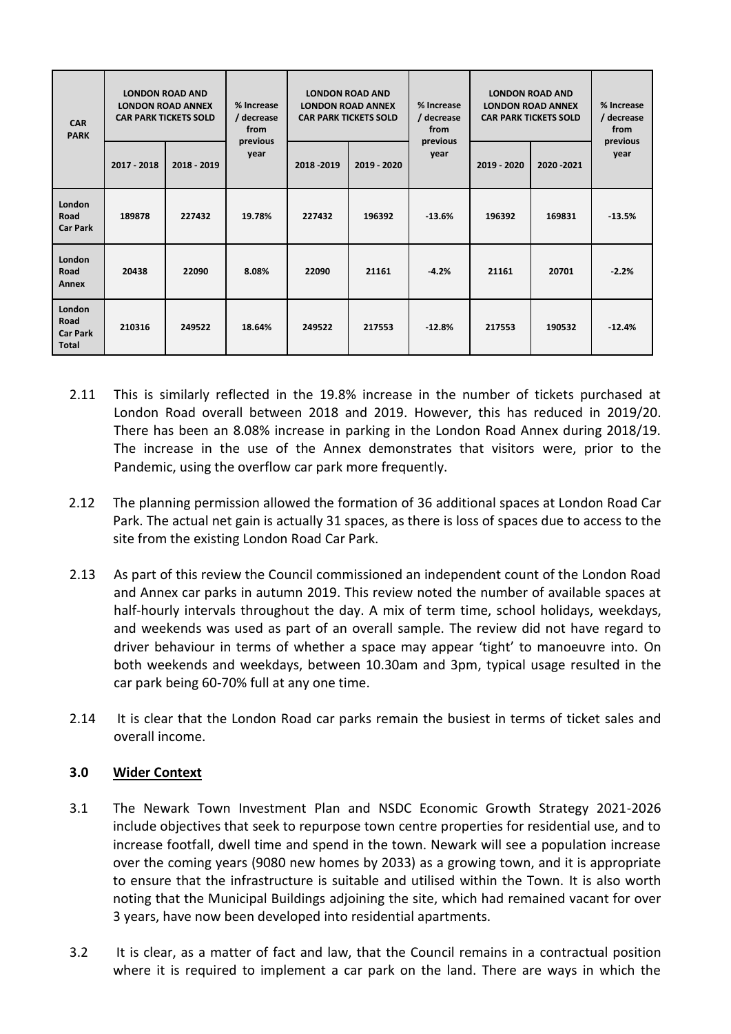| CAR PARK | LONDON ROAD AND LONDON ROAD ANNEX CAR PARK TICKETS SOLD | | % Increase / decrease from previous year | LONDON ROAD AND LONDON ROAD ANNEX CAR PARK TICKETS SOLD | | % Increase / decrease from previous year | LONDON ROAD AND LONDON ROAD ANNEX CAR PARK TICKETS SOLD | | % Increase / decrease from previous year |
|---|---|---|---|---|---|---|---|---|---|
| | 2017 - 2018 | 2018 - 2019 | | 2018 -2019 | 2019 - 2020 | | 2019 - 2020 | 2020 -2021 | |
| **London Road Car Park** | 189878 | 227432 | 19.78% | 227432 | 196392 | -13.6% | 196392 | 169831 | -13.5% |
| **London Road Annex** | 20438 | 22090 | 8.08% | 22090 | 21161 | -4.2% | 21161 | 20701 | -2.2% |
| **London Road Car Park Total** | 210316 | 249522 | 18.64% | 249522 | 217553 | -12.8% | 217553 | 190532 | -12.4% |

2.11 This is similarly reflected in the 19.8% increase in the number of tickets purchased at London Road overall between 2018 and 2019. However, this has reduced in 2019/20. There has been an 8.08% increase in parking in the London Road Annex during 2018/19. The increase in the use of the Annex demonstrates that visitors were, prior to the Pandemic, using the overflow car park more frequently.

2.12 The planning permission allowed the formation of 36 additional spaces at London Road Car Park. The actual net gain is actually 31 spaces, as there is loss of spaces due to access to the site from the existing London Road Car Park.

2.13 As part of this review the Council commissioned an independent count of the London Road and Annex car parks in autumn 2019. This review noted the number of available spaces at half-hourly intervals throughout the day. A mix of term time, school holidays, weekdays, and weekends was used as part of an overall sample. The review did not have regard to driver behaviour in terms of whether a space may appear 'tight' to manoeuvre into. On both weekends and weekdays, between 10.30am and 3pm, typical usage resulted in the car park being 60-70% full at any one time.

2.14 It is clear that the London Road car parks remain the busiest in terms of ticket sales and overall income.

## 3.0 Wider Context

3.1 The Newark Town Investment Plan and NSDC Economic Growth Strategy 2021-2026 include objectives that seek to repurpose town centre properties for residential use, and to increase footfall, dwell time and spend in the town. Newark will see a population increase over the coming years (9080 new homes by 2033) as a growing town, and it is appropriate to ensure that the infrastructure is suitable and utilised within the Town. It is also worth noting that the Municipal Buildings adjoining the site, which had remained vacant for over 3 years, have now been developed into residential apartments.

3.2 It is clear, as a matter of fact and law, that the Council remains in a contractual position where it is required to implement a car park on the land. There are ways in which the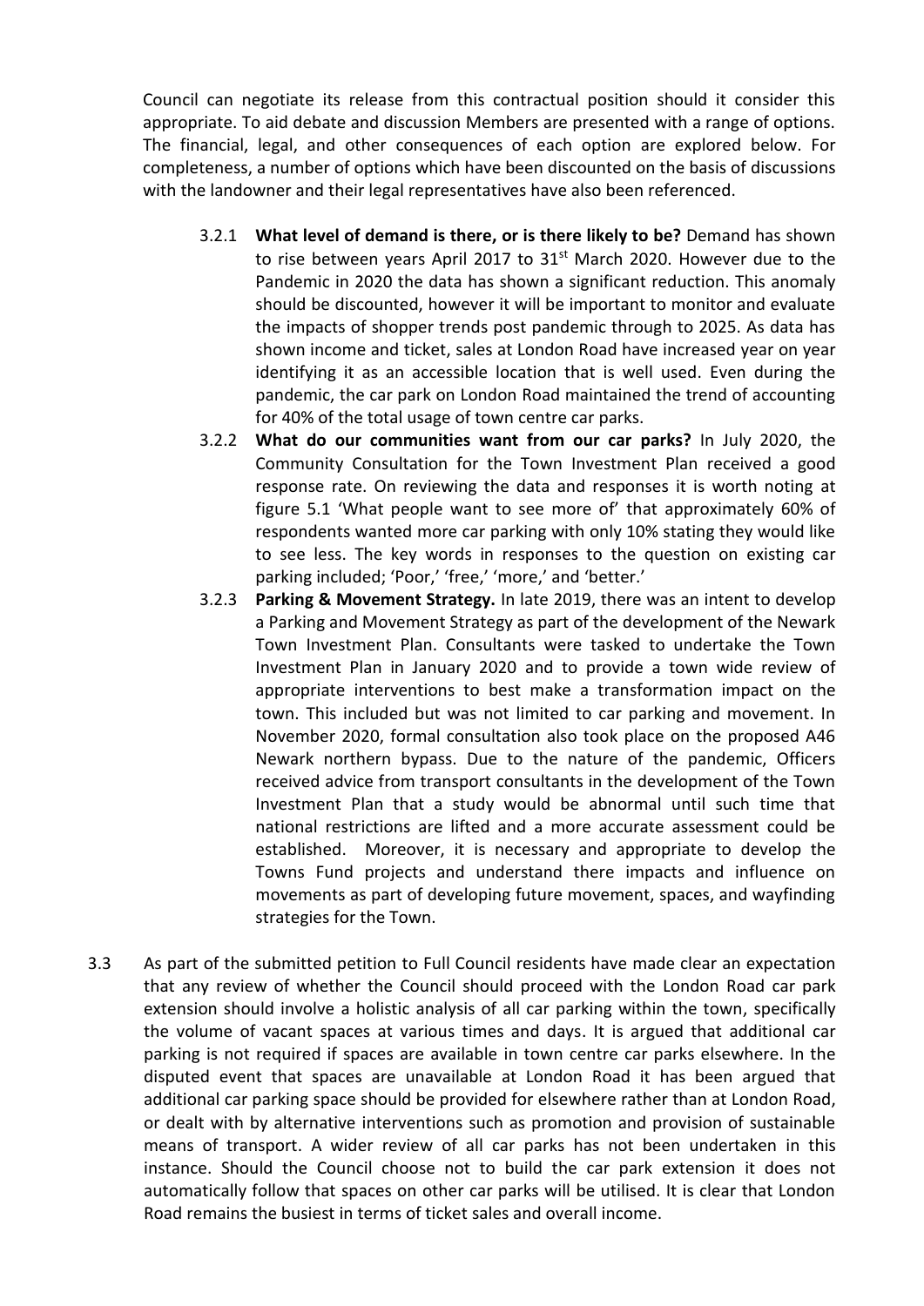Council can negotiate its release from this contractual position should it consider this appropriate. To aid debate and discussion Members are presented with a range of options. The financial, legal, and other consequences of each option are explored below. For completeness, a number of options which have been discounted on the basis of discussions with the landowner and their legal representatives have also been referenced.

3.2.1 **What level of demand is there, or is there likely to be?** Demand has shown to rise between years April 2017 to 31st March 2020. However due to the Pandemic in 2020 the data has shown a significant reduction. This anomaly should be discounted, however it will be important to monitor and evaluate the impacts of shopper trends post pandemic through to 2025. As data has shown income and ticket, sales at London Road have increased year on year identifying it as an accessible location that is well used. Even during the pandemic, the car park on London Road maintained the trend of accounting for 40% of the total usage of town centre car parks.

3.2.2 **What do our communities want from our car parks?** In July 2020, the Community Consultation for the Town Investment Plan received a good response rate. On reviewing the data and responses it is worth noting at figure 5.1 'What people want to see more of' that approximately 60% of respondents wanted more car parking with only 10% stating they would like to see less. The key words in responses to the question on existing car parking included; 'Poor,' 'free,' 'more,' and 'better.'

3.2.3 **Parking & Movement Strategy.** In late 2019, there was an intent to develop a Parking and Movement Strategy as part of the development of the Newark Town Investment Plan. Consultants were tasked to undertake the Town Investment Plan in January 2020 and to provide a town wide review of appropriate interventions to best make a transformation impact on the town. This included but was not limited to car parking and movement. In November 2020, formal consultation also took place on the proposed A46 Newark northern bypass. Due to the nature of the pandemic, Officers received advice from transport consultants in the development of the Town Investment Plan that a study would be abnormal until such time that national restrictions are lifted and a more accurate assessment could be established. Moreover, it is necessary and appropriate to develop the Towns Fund projects and understand there impacts and influence on movements as part of developing future movement, spaces, and wayfinding strategies for the Town.

3.3 As part of the submitted petition to Full Council residents have made clear an expectation that any review of whether the Council should proceed with the London Road car park extension should involve a holistic analysis of all car parking within the town, specifically the volume of vacant spaces at various times and days. It is argued that additional car parking is not required if spaces are available in town centre car parks elsewhere. In the disputed event that spaces are unavailable at London Road it has been argued that additional car parking space should be provided for elsewhere rather than at London Road, or dealt with by alternative interventions such as promotion and provision of sustainable means of transport. A wider review of all car parks has not been undertaken in this instance. Should the Council choose not to build the car park extension it does not automatically follow that spaces on other car parks will be utilised. It is clear that London Road remains the busiest in terms of ticket sales and overall income.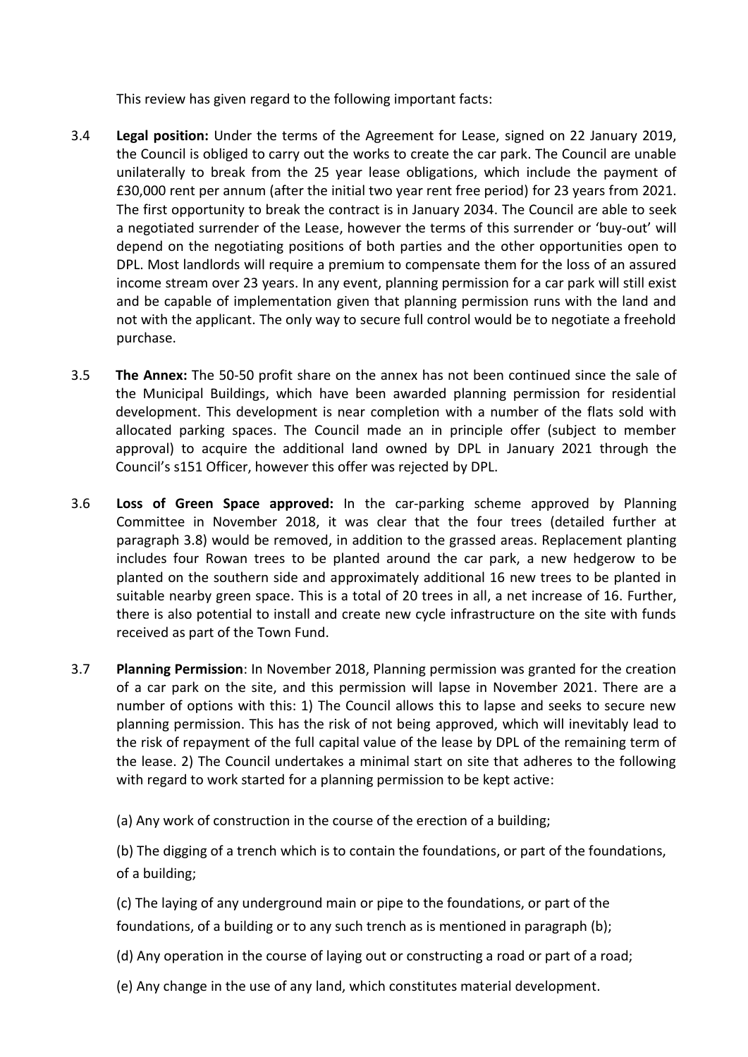This review has given regard to the following important facts:

3.4 **Legal position:** Under the terms of the Agreement for Lease, signed on 22 January 2019, the Council is obliged to carry out the works to create the car park. The Council are unable unilaterally to break from the 25 year lease obligations, which include the payment of £30,000 rent per annum (after the initial two year rent free period) for 23 years from 2021. The first opportunity to break the contract is in January 2034. The Council are able to seek a negotiated surrender of the Lease, however the terms of this surrender or 'buy-out' will depend on the negotiating positions of both parties and the other opportunities open to DPL. Most landlords will require a premium to compensate them for the loss of an assured income stream over 23 years. In any event, planning permission for a car park will still exist and be capable of implementation given that planning permission runs with the land and not with the applicant. The only way to secure full control would be to negotiate a freehold purchase.

3.5 **The Annex:** The 50-50 profit share on the annex has not been continued since the sale of the Municipal Buildings, which have been awarded planning permission for residential development. This development is near completion with a number of the flats sold with allocated parking spaces. The Council made an in principle offer (subject to member approval) to acquire the additional land owned by DPL in January 2021 through the Council's s151 Officer, however this offer was rejected by DPL.

3.6 **Loss of Green Space approved:** In the car-parking scheme approved by Planning Committee in November 2018, it was clear that the four trees (detailed further at paragraph 3.8) would be removed, in addition to the grassed areas. Replacement planting includes four Rowan trees to be planted around the car park, a new hedgerow to be planted on the southern side and approximately additional 16 new trees to be planted in suitable nearby green space. This is a total of 20 trees in all, a net increase of 16. Further, there is also potential to install and create new cycle infrastructure on the site with funds received as part of the Town Fund.

3.7 **Planning Permission**: In November 2018, Planning permission was granted for the creation of a car park on the site, and this permission will lapse in November 2021. There are a number of options with this: 1) The Council allows this to lapse and seeks to secure new planning permission. This has the risk of not being approved, which will inevitably lead to the risk of repayment of the full capital value of the lease by DPL of the remaining term of the lease. 2) The Council undertakes a minimal start on site that adheres to the following with regard to work started for a planning permission to be kept active:

(a) Any work of construction in the course of the erection of a building;

(b) The digging of a trench which is to contain the foundations, or part of the foundations, of a building;

(c) The laying of any underground main or pipe to the foundations, or part of the foundations, of a building or to any such trench as is mentioned in paragraph (b);

(d) Any operation in the course of laying out or constructing a road or part of a road;

(e) Any change in the use of any land, which constitutes material development.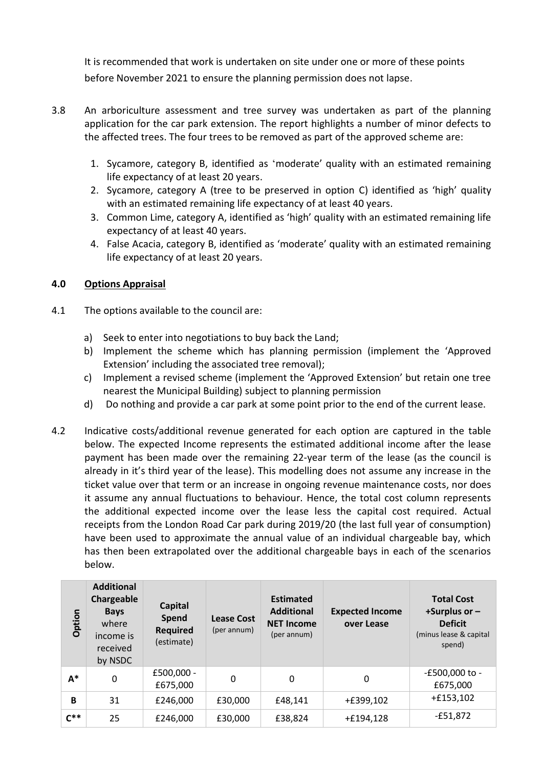It is recommended that work is undertaken on site under one or more of these points before November 2021 to ensure the planning permission does not lapse.

3.8 An arboriculture assessment and tree survey was undertaken as part of the planning application for the car park extension. The report highlights a number of minor defects to the affected trees. The four trees to be removed as part of the approved scheme are:

1. Sycamore, category B, identified as 'moderate' quality with an estimated remaining life expectancy of at least 20 years.
2. Sycamore, category A (tree to be preserved in option C) identified as 'high' quality with an estimated remaining life expectancy of at least 40 years.
3. Common Lime, category A, identified as 'high' quality with an estimated remaining life expectancy of at least 40 years.
4. False Acacia, category B, identified as 'moderate' quality with an estimated remaining life expectancy of at least 20 years.

## 4.0 Options Appraisal

4.1 The options available to the council are:

a) Seek to enter into negotiations to buy back the Land;
b) Implement the scheme which has planning permission (implement the 'Approved Extension' including the associated tree removal);
c) Implement a revised scheme (implement the 'Approved Extension' but retain one tree nearest the Municipal Building) subject to planning permission
d) Do nothing and provide a car park at some point prior to the end of the current lease.

4.2 Indicative costs/additional revenue generated for each option are captured in the table below. The expected Income represents the estimated additional income after the lease payment has been made over the remaining 22-year term of the lease (as the council is already in it's third year of the lease). This modelling does not assume any increase in the ticket value over that term or an increase in ongoing revenue maintenance costs, nor does it assume any annual fluctuations to behaviour. Hence, the total cost column represents the additional expected income over the lease less the capital cost required. Actual receipts from the London Road Car park during 2019/20 (the last full year of consumption) have been used to approximate the annual value of an individual chargeable bay, which has then been extrapolated over the additional chargeable bays in each of the scenarios below.

| Option | Additional Chargeable Bays where income is received by NSDC | Capital Spend Required (estimate) | Lease Cost (per annum) | Estimated Additional NET Income (per annum) | Expected Income over Lease | Total Cost +Surplus or – Deficit (minus lease & capital spend) |
|---|---|---|---|---|---|---|
| A* | 0 | £500,000 - £675,000 | 0 | 0 | 0 | -£500,000 to -£675,000 |
| B | 31 | £246,000 | £30,000 | £48,141 | +£399,102 | +£153,102 |
| C** | 25 | £246,000 | £30,000 | £38,824 | +£194,128 | -£51,872 |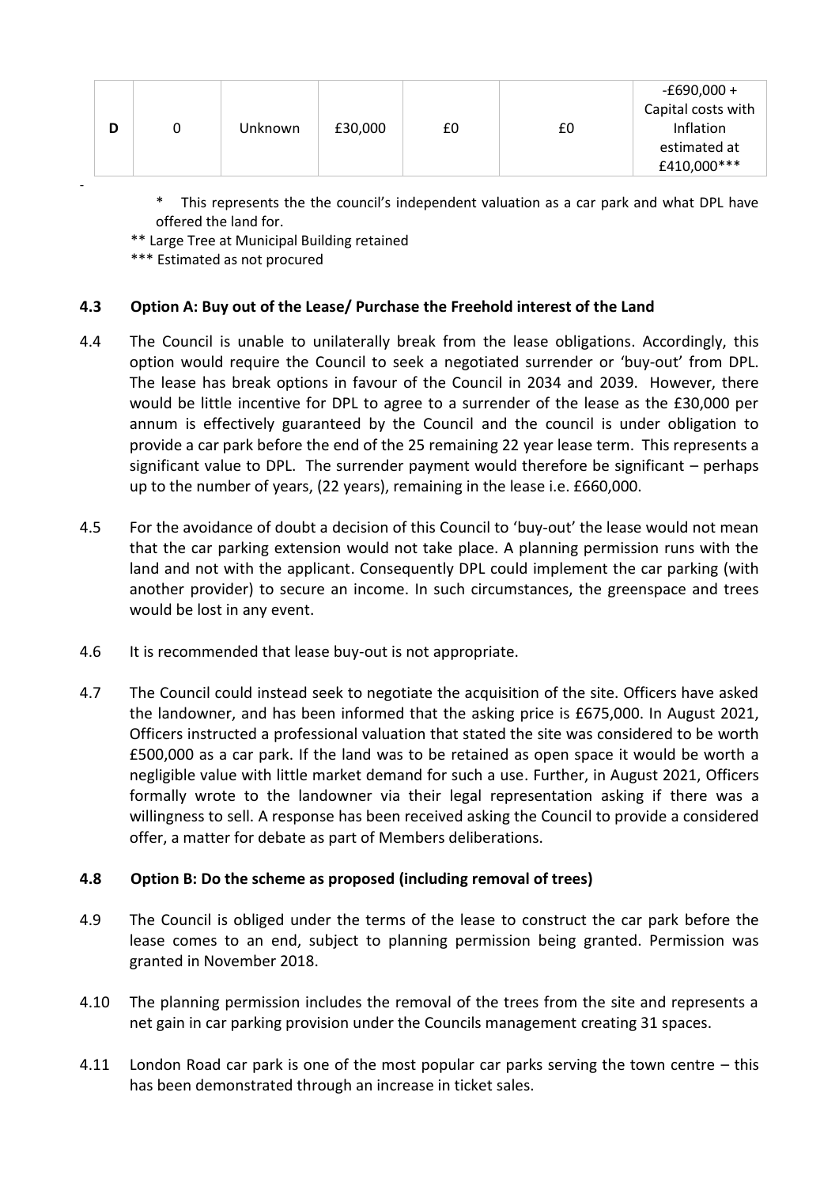| D | 0 | Unknown | £30,000 | £0 | £0 | -£690,000 + Capital costs with Inflation estimated at £410,000*** |
|---|---|---|---|---|---|---|

-

\* This represents the the council's independent valuation as a car park and what DPL have offered the land for.

** Large Tree at Municipal Building retained

*** Estimated as not procured

**4.3 Option A: Buy out of the Lease/ Purchase the Freehold interest of the Land**

4.4 The Council is unable to unilaterally break from the lease obligations. Accordingly, this option would require the Council to seek a negotiated surrender or 'buy-out' from DPL. The lease has break options in favour of the Council in 2034 and 2039. However, there would be little incentive for DPL to agree to a surrender of the lease as the £30,000 per annum is effectively guaranteed by the Council and the council is under obligation to provide a car park before the end of the 25 remaining 22 year lease term. This represents a significant value to DPL. The surrender payment would therefore be significant – perhaps up to the number of years, (22 years), remaining in the lease i.e. £660,000.

4.5 For the avoidance of doubt a decision of this Council to 'buy-out' the lease would not mean that the car parking extension would not take place. A planning permission runs with the land and not with the applicant. Consequently DPL could implement the car parking (with another provider) to secure an income. In such circumstances, the greenspace and trees would be lost in any event.

4.6 It is recommended that lease buy-out is not appropriate.

4.7 The Council could instead seek to negotiate the acquisition of the site. Officers have asked the landowner, and has been informed that the asking price is £675,000. In August 2021, Officers instructed a professional valuation that stated the site was considered to be worth £500,000 as a car park. If the land was to be retained as open space it would be worth a negligible value with little market demand for such a use. Further, in August 2021, Officers formally wrote to the landowner via their legal representation asking if there was a willingness to sell. A response has been received asking the Council to provide a considered offer, a matter for debate as part of Members deliberations.

**4.8 Option B: Do the scheme as proposed (including removal of trees)**

4.9 The Council is obliged under the terms of the lease to construct the car park before the lease comes to an end, subject to planning permission being granted. Permission was granted in November 2018.

4.10 The planning permission includes the removal of the trees from the site and represents a net gain in car parking provision under the Councils management creating 31 spaces.

4.11 London Road car park is one of the most popular car parks serving the town centre – this has been demonstrated through an increase in ticket sales.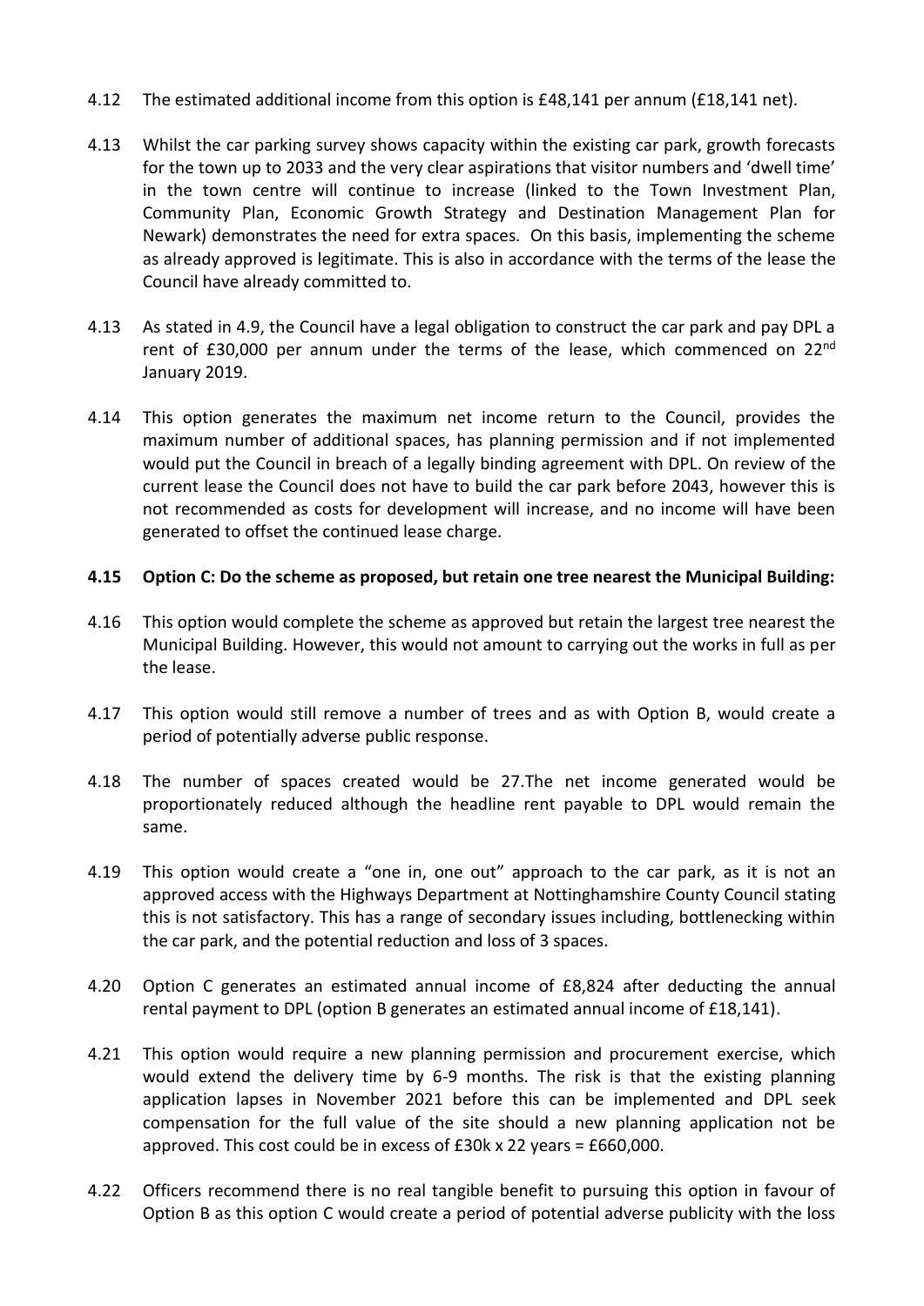4.12 The estimated additional income from this option is £48,141 per annum (£18,141 net).

4.13 Whilst the car parking survey shows capacity within the existing car park, growth forecasts for the town up to 2033 and the very clear aspirations that visitor numbers and 'dwell time' in the town centre will continue to increase (linked to the Town Investment Plan, Community Plan, Economic Growth Strategy and Destination Management Plan for Newark) demonstrates the need for extra spaces. On this basis, implementing the scheme as already approved is legitimate. This is also in accordance with the terms of the lease the Council have already committed to.

4.13 As stated in 4.9, the Council have a legal obligation to construct the car park and pay DPL a rent of £30,000 per annum under the terms of the lease, which commenced on 22nd January 2019.

4.14 This option generates the maximum net income return to the Council, provides the maximum number of additional spaces, has planning permission and if not implemented would put the Council in breach of a legally binding agreement with DPL. On review of the current lease the Council does not have to build the car park before 2043, however this is not recommended as costs for development will increase, and no income will have been generated to offset the continued lease charge.

**4.15 Option C: Do the scheme as proposed, but retain one tree nearest the Municipal Building:**

4.16 This option would complete the scheme as approved but retain the largest tree nearest the Municipal Building. However, this would not amount to carrying out the works in full as per the lease.

4.17 This option would still remove a number of trees and as with Option B, would create a period of potentially adverse public response.

4.18 The number of spaces created would be 27.The net income generated would be proportionately reduced although the headline rent payable to DPL would remain the same.

4.19 This option would create a "one in, one out" approach to the car park, as it is not an approved access with the Highways Department at Nottinghamshire County Council stating this is not satisfactory. This has a range of secondary issues including, bottlenecking within the car park, and the potential reduction and loss of 3 spaces.

4.20 Option C generates an estimated annual income of £8,824 after deducting the annual rental payment to DPL (option B generates an estimated annual income of £18,141).

4.21 This option would require a new planning permission and procurement exercise, which would extend the delivery time by 6-9 months. The risk is that the existing planning application lapses in November 2021 before this can be implemented and DPL seek compensation for the full value of the site should a new planning application not be approved. This cost could be in excess of £30k x 22 years = £660,000.

4.22 Officers recommend there is no real tangible benefit to pursuing this option in favour of Option B as this option C would create a period of potential adverse publicity with the loss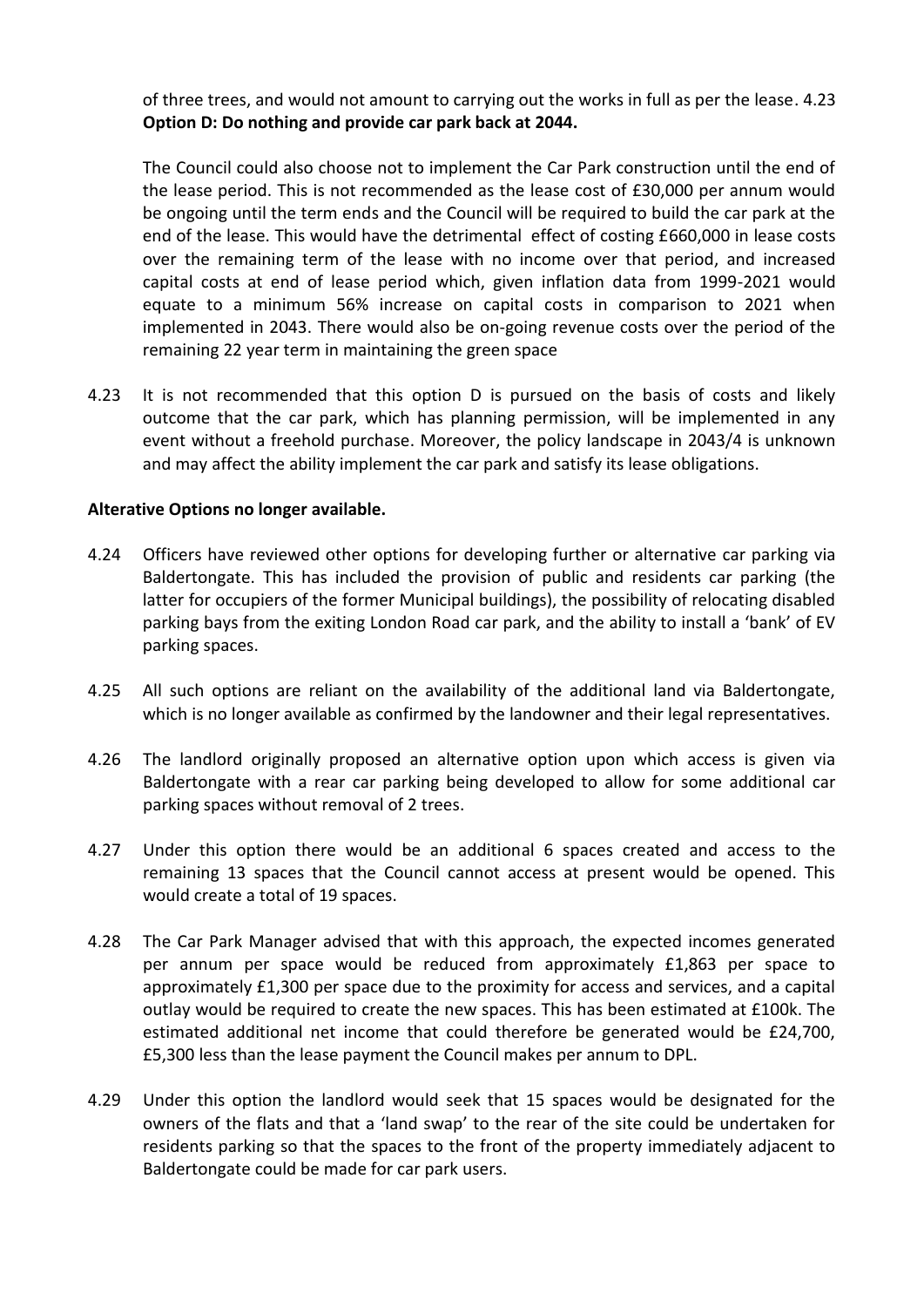of three trees, and would not amount to carrying out the works in full as per the lease. 4.23 **Option D: Do nothing and provide car park back at 2044.**

The Council could also choose not to implement the Car Park construction until the end of the lease period. This is not recommended as the lease cost of £30,000 per annum would be ongoing until the term ends and the Council will be required to build the car park at the end of the lease. This would have the detrimental effect of costing £660,000 in lease costs over the remaining term of the lease with no income over that period, and increased capital costs at end of lease period which, given inflation data from 1999-2021 would equate to a minimum 56% increase on capital costs in comparison to 2021 when implemented in 2043. There would also be on-going revenue costs over the period of the remaining 22 year term in maintaining the green space

4.23 It is not recommended that this option D is pursued on the basis of costs and likely outcome that the car park, which has planning permission, will be implemented in any event without a freehold purchase. Moreover, the policy landscape in 2043/4 is unknown and may affect the ability implement the car park and satisfy its lease obligations.

**Alterative Options no longer available.**

4.24 Officers have reviewed other options for developing further or alternative car parking via Baldertongate. This has included the provision of public and residents car parking (the latter for occupiers of the former Municipal buildings), the possibility of relocating disabled parking bays from the exiting London Road car park, and the ability to install a 'bank' of EV parking spaces.

4.25 All such options are reliant on the availability of the additional land via Baldertongate, which is no longer available as confirmed by the landowner and their legal representatives.

4.26 The landlord originally proposed an alternative option upon which access is given via Baldertongate with a rear car parking being developed to allow for some additional car parking spaces without removal of 2 trees.

4.27 Under this option there would be an additional 6 spaces created and access to the remaining 13 spaces that the Council cannot access at present would be opened. This would create a total of 19 spaces.

4.28 The Car Park Manager advised that with this approach, the expected incomes generated per annum per space would be reduced from approximately £1,863 per space to approximately £1,300 per space due to the proximity for access and services, and a capital outlay would be required to create the new spaces. This has been estimated at £100k. The estimated additional net income that could therefore be generated would be £24,700, £5,300 less than the lease payment the Council makes per annum to DPL.

4.29 Under this option the landlord would seek that 15 spaces would be designated for the owners of the flats and that a 'land swap' to the rear of the site could be undertaken for residents parking so that the spaces to the front of the property immediately adjacent to Baldertongate could be made for car park users.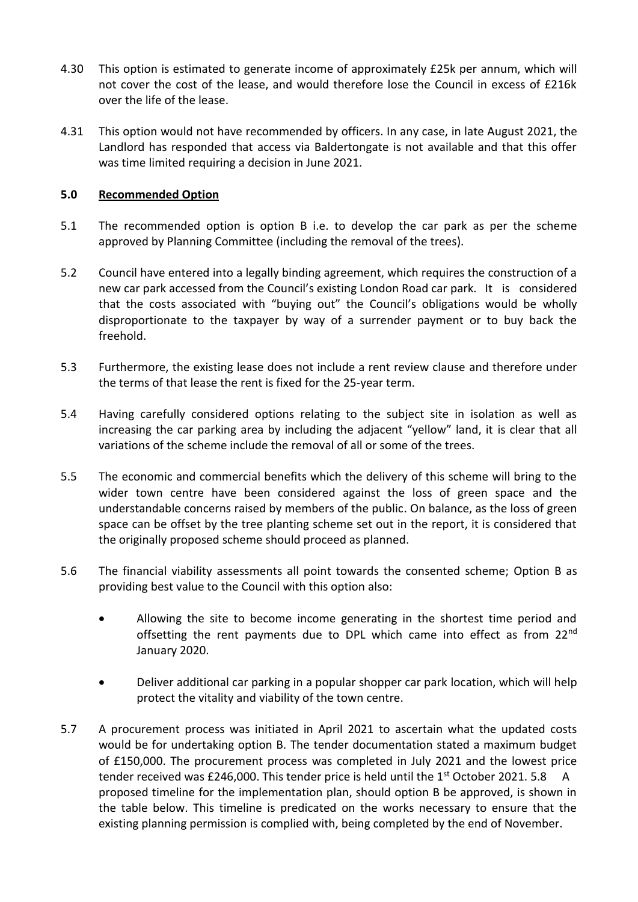4.30 This option is estimated to generate income of approximately £25k per annum, which will not cover the cost of the lease, and would therefore lose the Council in excess of £216k over the life of the lease.

4.31 This option would not have recommended by officers. In any case, in late August 2021, the Landlord has responded that access via Baldertongate is not available and that this offer was time limited requiring a decision in June 2021.

## 5.0 Recommended Option

5.1 The recommended option is option B i.e. to develop the car park as per the scheme approved by Planning Committee (including the removal of the trees).

5.2 Council have entered into a legally binding agreement, which requires the construction of a new car park accessed from the Council's existing London Road car park. It is considered that the costs associated with "buying out" the Council's obligations would be wholly disproportionate to the taxpayer by way of a surrender payment or to buy back the freehold.

5.3 Furthermore, the existing lease does not include a rent review clause and therefore under the terms of that lease the rent is fixed for the 25-year term.

5.4 Having carefully considered options relating to the subject site in isolation as well as increasing the car parking area by including the adjacent "yellow" land, it is clear that all variations of the scheme include the removal of all or some of the trees.

5.5 The economic and commercial benefits which the delivery of this scheme will bring to the wider town centre have been considered against the loss of green space and the understandable concerns raised by members of the public. On balance, as the loss of green space can be offset by the tree planting scheme set out in the report, it is considered that the originally proposed scheme should proceed as planned.

5.6 The financial viability assessments all point towards the consented scheme; Option B as providing best value to the Council with this option also:

- Allowing the site to become income generating in the shortest time period and offsetting the rent payments due to DPL which came into effect as from 22nd January 2020.
- Deliver additional car parking in a popular shopper car park location, which will help protect the vitality and viability of the town centre.

5.7 A procurement process was initiated in April 2021 to ascertain what the updated costs would be for undertaking option B. The tender documentation stated a maximum budget of £150,000. The procurement process was completed in July 2021 and the lowest price tender received was £246,000. This tender price is held until the 1st October 2021. 5.8 A proposed timeline for the implementation plan, should option B be approved, is shown in the table below. This timeline is predicated on the works necessary to ensure that the existing planning permission is complied with, being completed by the end of November.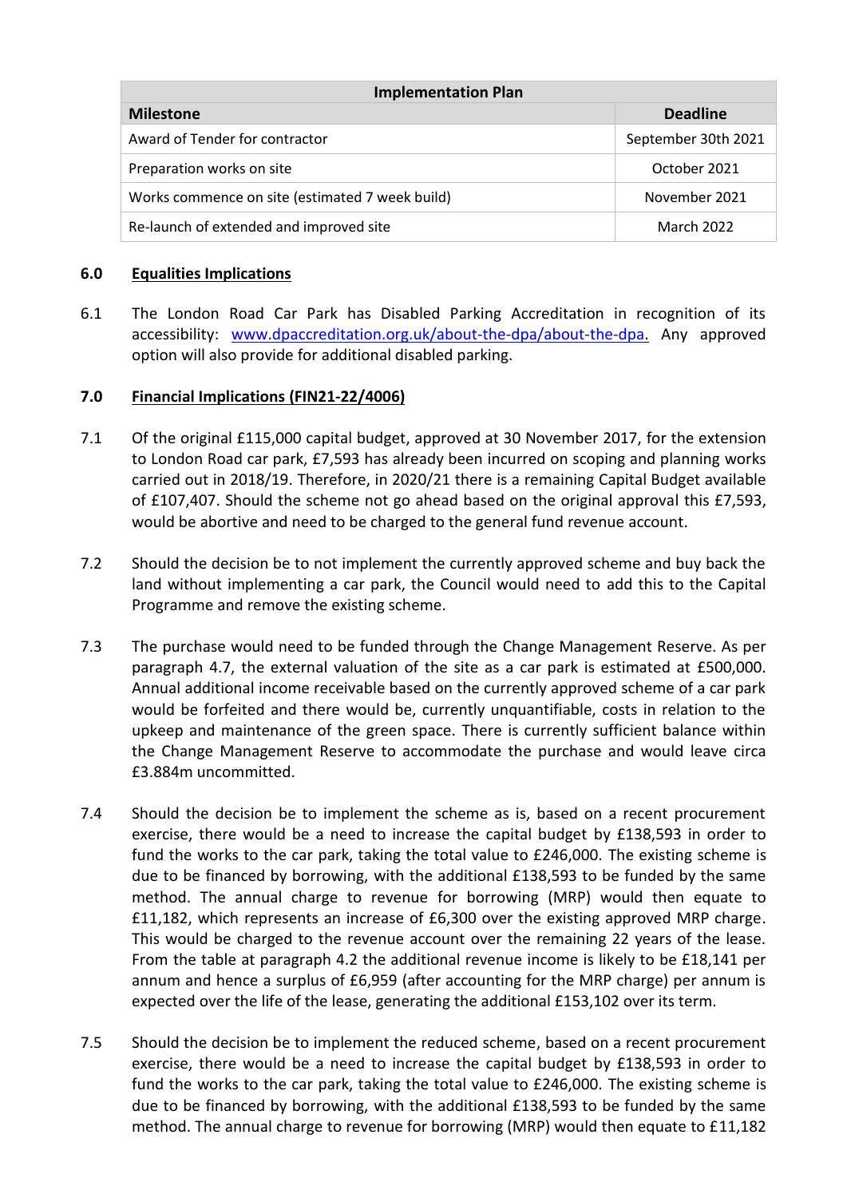| Implementation Plan | |
|---|---|
| **Milestone** | **Deadline** |
| Award of Tender for contractor | September 30th 2021 |
| Preparation works on site | October 2021 |
| Works commence on site (estimated 7 week build) | November 2021 |
| Re-launch of extended and improved site | March 2022 |

## 6.0 Equalities Implications

6.1 The London Road Car Park has Disabled Parking Accreditation in recognition of its accessibility: www.dpaccreditation.org.uk/about-the-dpa/about-the-dpa. Any approved option will also provide for additional disabled parking.

## 7.0 Financial Implications (FIN21-22/4006)

7.1 Of the original £115,000 capital budget, approved at 30 November 2017, for the extension to London Road car park, £7,593 has already been incurred on scoping and planning works carried out in 2018/19. Therefore, in 2020/21 there is a remaining Capital Budget available of £107,407. Should the scheme not go ahead based on the original approval this £7,593, would be abortive and need to be charged to the general fund revenue account.

7.2 Should the decision be to not implement the currently approved scheme and buy back the land without implementing a car park, the Council would need to add this to the Capital Programme and remove the existing scheme.

7.3 The purchase would need to be funded through the Change Management Reserve. As per paragraph 4.7, the external valuation of the site as a car park is estimated at £500,000. Annual additional income receivable based on the currently approved scheme of a car park would be forfeited and there would be, currently unquantifiable, costs in relation to the upkeep and maintenance of the green space. There is currently sufficient balance within the Change Management Reserve to accommodate the purchase and would leave circa £3.884m uncommitted.

7.4 Should the decision be to implement the scheme as is, based on a recent procurement exercise, there would be a need to increase the capital budget by £138,593 in order to fund the works to the car park, taking the total value to £246,000. The existing scheme is due to be financed by borrowing, with the additional £138,593 to be funded by the same method. The annual charge to revenue for borrowing (MRP) would then equate to £11,182, which represents an increase of £6,300 over the existing approved MRP charge. This would be charged to the revenue account over the remaining 22 years of the lease. From the table at paragraph 4.2 the additional revenue income is likely to be £18,141 per annum and hence a surplus of £6,959 (after accounting for the MRP charge) per annum is expected over the life of the lease, generating the additional £153,102 over its term.

7.5 Should the decision be to implement the reduced scheme, based on a recent procurement exercise, there would be a need to increase the capital budget by £138,593 in order to fund the works to the car park, taking the total value to £246,000. The existing scheme is due to be financed by borrowing, with the additional £138,593 to be funded by the same method. The annual charge to revenue for borrowing (MRP) would then equate to £11,182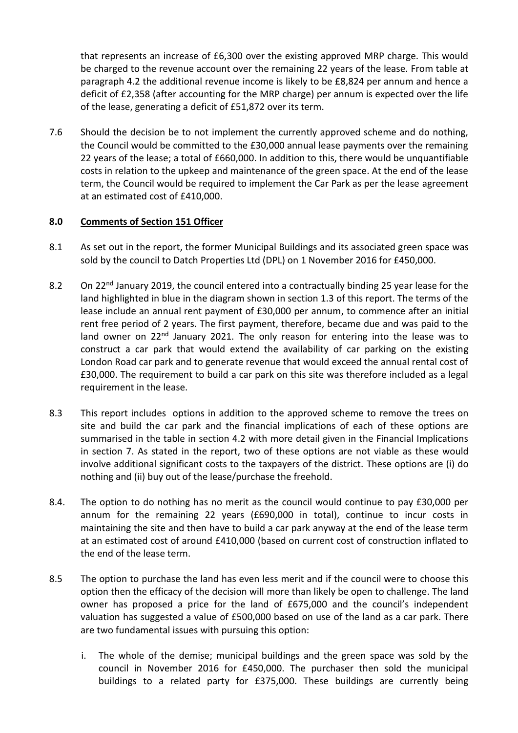that represents an increase of £6,300 over the existing approved MRP charge. This would be charged to the revenue account over the remaining 22 years of the lease. From table at paragraph 4.2 the additional revenue income is likely to be £8,824 per annum and hence a deficit of £2,358 (after accounting for the MRP charge) per annum is expected over the life of the lease, generating a deficit of £51,872 over its term.

7.6 Should the decision be to not implement the currently approved scheme and do nothing, the Council would be committed to the £30,000 annual lease payments over the remaining 22 years of the lease; a total of £660,000. In addition to this, there would be unquantifiable costs in relation to the upkeep and maintenance of the green space. At the end of the lease term, the Council would be required to implement the Car Park as per the lease agreement at an estimated cost of £410,000.

## 8.0 Comments of Section 151 Officer

8.1 As set out in the report, the former Municipal Buildings and its associated green space was sold by the council to Datch Properties Ltd (DPL) on 1 November 2016 for £450,000.

8.2 On 22nd January 2019, the council entered into a contractually binding 25 year lease for the land highlighted in blue in the diagram shown in section 1.3 of this report. The terms of the lease include an annual rent payment of £30,000 per annum, to commence after an initial rent free period of 2 years. The first payment, therefore, became due and was paid to the land owner on 22nd January 2021. The only reason for entering into the lease was to construct a car park that would extend the availability of car parking on the existing London Road car park and to generate revenue that would exceed the annual rental cost of £30,000. The requirement to build a car park on this site was therefore included as a legal requirement in the lease.

8.3 This report includes options in addition to the approved scheme to remove the trees on site and build the car park and the financial implications of each of these options are summarised in the table in section 4.2 with more detail given in the Financial Implications in section 7. As stated in the report, two of these options are not viable as these would involve additional significant costs to the taxpayers of the district. These options are (i) do nothing and (ii) buy out of the lease/purchase the freehold.

8.4. The option to do nothing has no merit as the council would continue to pay £30,000 per annum for the remaining 22 years (£690,000 in total), continue to incur costs in maintaining the site and then have to build a car park anyway at the end of the lease term at an estimated cost of around £410,000 (based on current cost of construction inflated to the end of the lease term.

8.5 The option to purchase the land has even less merit and if the council were to choose this option then the efficacy of the decision will more than likely be open to challenge. The land owner has proposed a price for the land of £675,000 and the council's independent valuation has suggested a value of £500,000 based on use of the land as a car park. There are two fundamental issues with pursuing this option:

i. The whole of the demise; municipal buildings and the green space was sold by the council in November 2016 for £450,000. The purchaser then sold the municipal buildings to a related party for £375,000. These buildings are currently being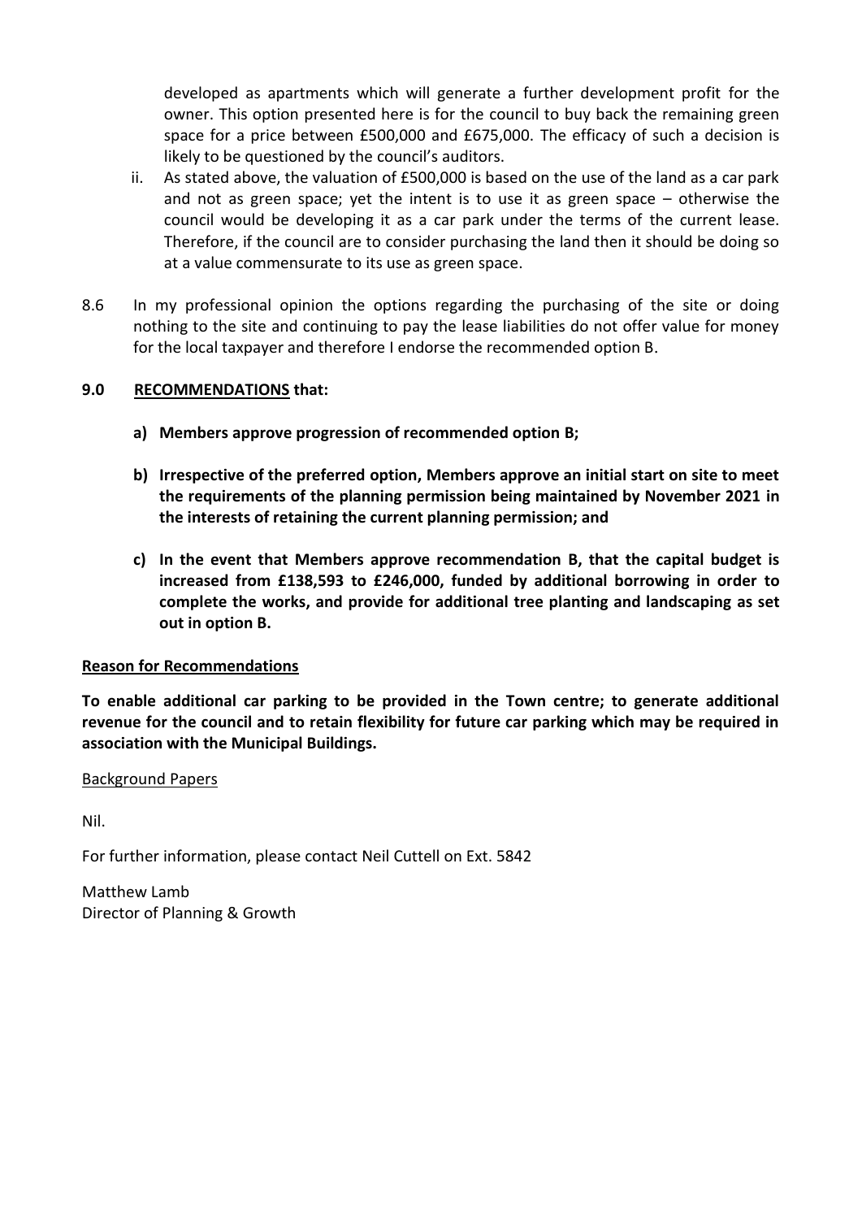developed as apartments which will generate a further development profit for the owner. This option presented here is for the council to buy back the remaining green space for a price between £500,000 and £675,000. The efficacy of such a decision is likely to be questioned by the council's auditors.

ii. As stated above, the valuation of £500,000 is based on the use of the land as a car park and not as green space; yet the intent is to use it as green space – otherwise the council would be developing it as a car park under the terms of the current lease. Therefore, if the council are to consider purchasing the land then it should be doing so at a value commensurate to its use as green space.

8.6 In my professional opinion the options regarding the purchasing of the site or doing nothing to the site and continuing to pay the lease liabilities do not offer value for money for the local taxpayer and therefore I endorse the recommended option B.

## 9.0 <u>RECOMMENDATIONS</u> that:

**a) Members approve progression of recommended option B;**

**b) Irrespective of the preferred option, Members approve an initial start on site to meet the requirements of the planning permission being maintained by November 2021 in the interests of retaining the current planning permission; and**

**c) In the event that Members approve recommendation B, that the capital budget is increased from £138,593 to £246,000, funded by additional borrowing in order to complete the works, and provide for additional tree planting and landscaping as set out in option B.**

**<u>Reason for Recommendations</u>**

**To enable additional car parking to be provided in the Town centre; to generate additional revenue for the council and to retain flexibility for future car parking which may be required in association with the Municipal Buildings.**

<u>Background Papers</u>

Nil.

For further information, please contact Neil Cuttell on Ext. 5842

Matthew Lamb
Director of Planning & Growth